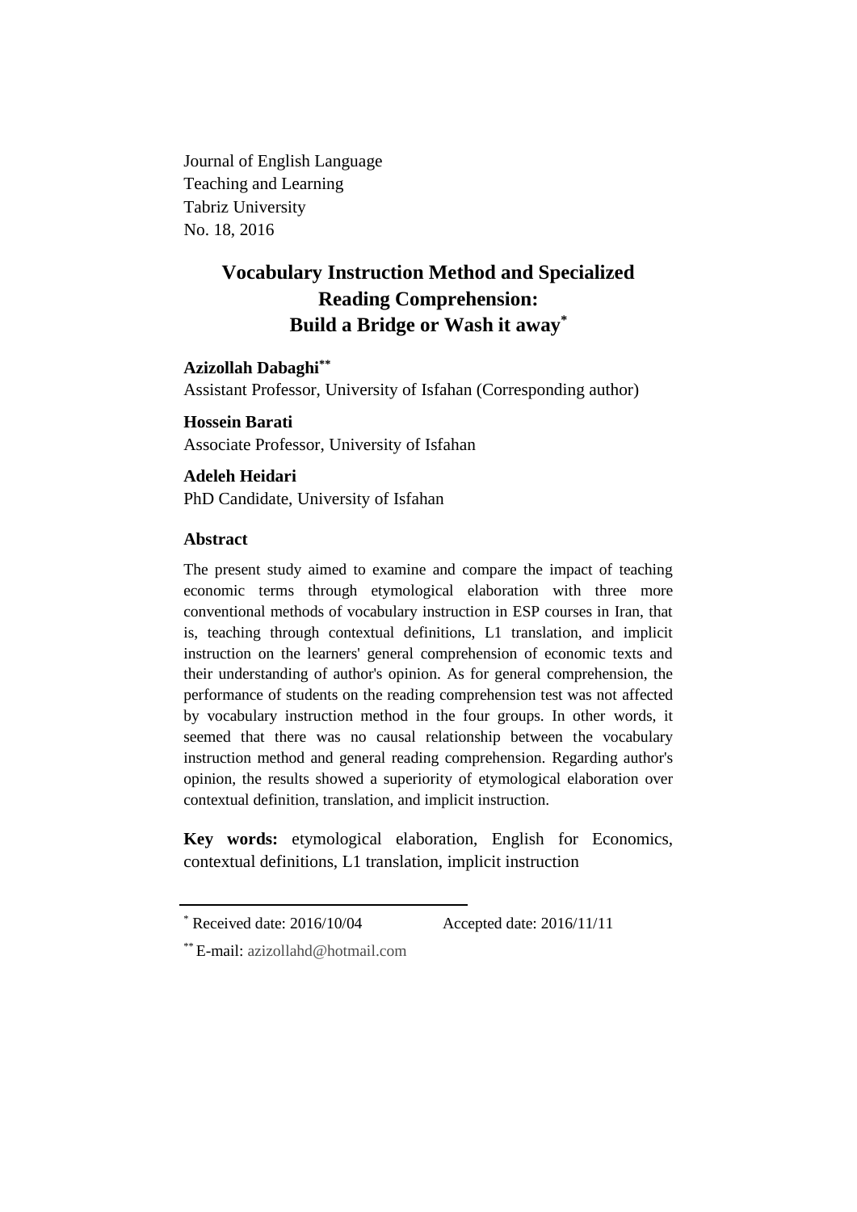Journal of English Language
Teaching and Learning
Tabriz University
No. 18, 2016

# Vocabulary Instruction Method and Specialized Reading Comprehension: Build a Bridge or Wash it away*

**Azizollah Dabaghi****
Assistant Professor, University of Isfahan (Corresponding author)

**Hossein Barati**
Associate Professor, University of Isfahan

**Adeleh Heidari**
PhD Candidate, University of Isfahan

## Abstract

The present study aimed to examine and compare the impact of teaching economic terms through etymological elaboration with three more conventional methods of vocabulary instruction in ESP courses in Iran, that is, teaching through contextual definitions, L1 translation, and implicit instruction on the learners' general comprehension of economic texts and their understanding of author's opinion. As for general comprehension, the performance of students on the reading comprehension test was not affected by vocabulary instruction method in the four groups. In other words, it seemed that there was no causal relationship between the vocabulary instruction method and general reading comprehension. Regarding author's opinion, the results showed a superiority of etymological elaboration over contextual definition, translation, and implicit instruction.

**Key words:** etymological elaboration, English for Economics, contextual definitions, L1 translation, implicit instruction

---

* Received date: 2016/10/04 Accepted date: 2016/11/11

** E-mail: azizollahd@hotmail.com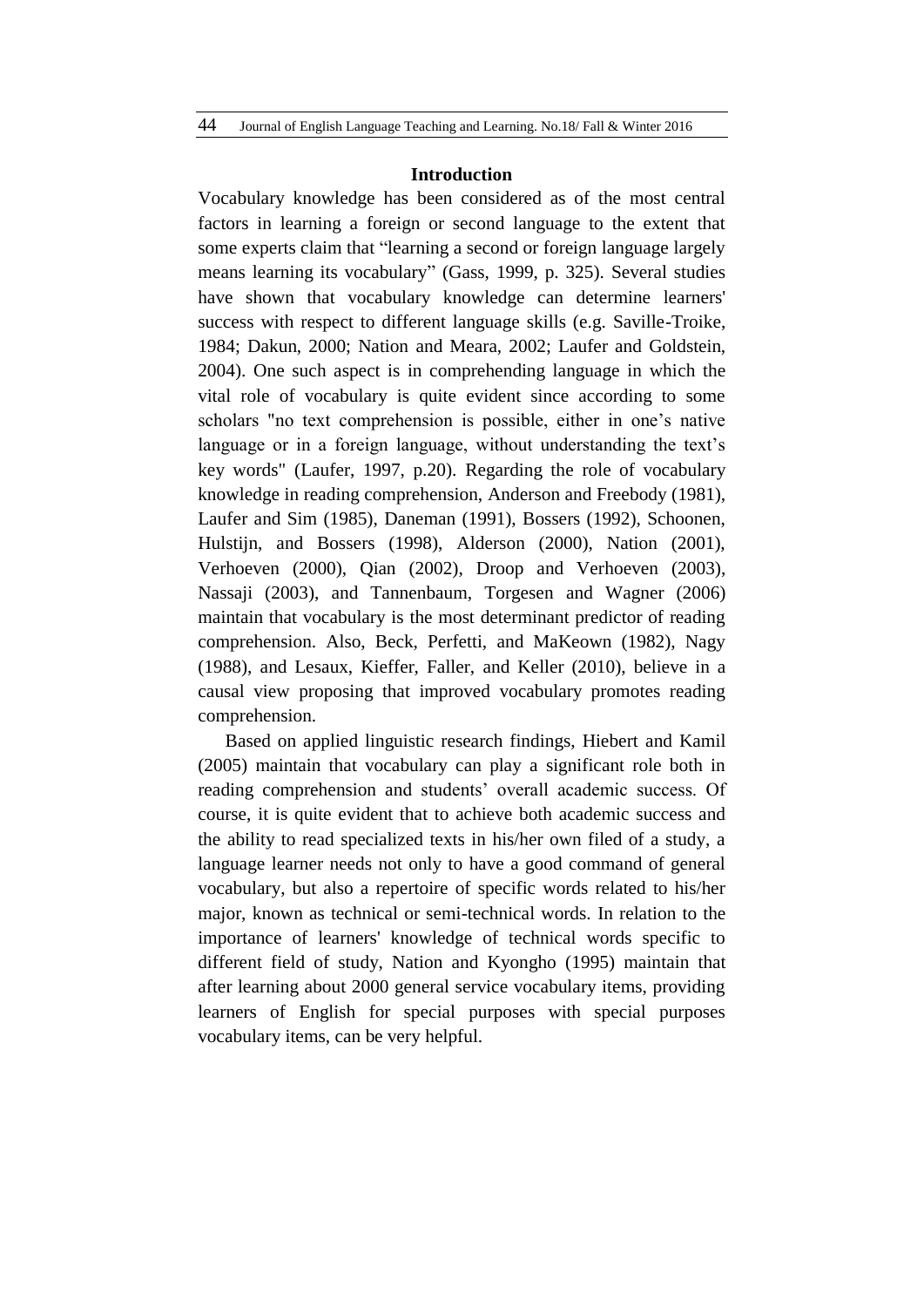## Introduction

Vocabulary knowledge has been considered as of the most central factors in learning a foreign or second language to the extent that some experts claim that "learning a second or foreign language largely means learning its vocabulary" (Gass, 1999, p. 325). Several studies have shown that vocabulary knowledge can determine learners' success with respect to different language skills (e.g. Saville-Troike, 1984; Dakun, 2000; Nation and Meara, 2002; Laufer and Goldstein, 2004). One such aspect is in comprehending language in which the vital role of vocabulary is quite evident since according to some scholars "no text comprehension is possible, either in one's native language or in a foreign language, without understanding the text's key words" (Laufer, 1997, p.20). Regarding the role of vocabulary knowledge in reading comprehension, Anderson and Freebody (1981), Laufer and Sim (1985), Daneman (1991), Bossers (1992), Schoonen, Hulstijn, and Bossers (1998), Alderson (2000), Nation (2001), Verhoeven (2000), Qian (2002), Droop and Verhoeven (2003), Nassaji (2003), and Tannenbaum, Torgesen and Wagner (2006) maintain that vocabulary is the most determinant predictor of reading comprehension. Also, Beck, Perfetti, and MaKeown (1982), Nagy (1988), and Lesaux, Kieffer, Faller, and Keller (2010), believe in a causal view proposing that improved vocabulary promotes reading comprehension.

Based on applied linguistic research findings, Hiebert and Kamil (2005) maintain that vocabulary can play a significant role both in reading comprehension and students' overall academic success. Of course, it is quite evident that to achieve both academic success and the ability to read specialized texts in his/her own filed of a study, a language learner needs not only to have a good command of general vocabulary, but also a repertoire of specific words related to his/her major, known as technical or semi-technical words. In relation to the importance of learners' knowledge of technical words specific to different field of study, Nation and Kyongho (1995) maintain that after learning about 2000 general service vocabulary items, providing learners of English for special purposes with special purposes vocabulary items, can be very helpful.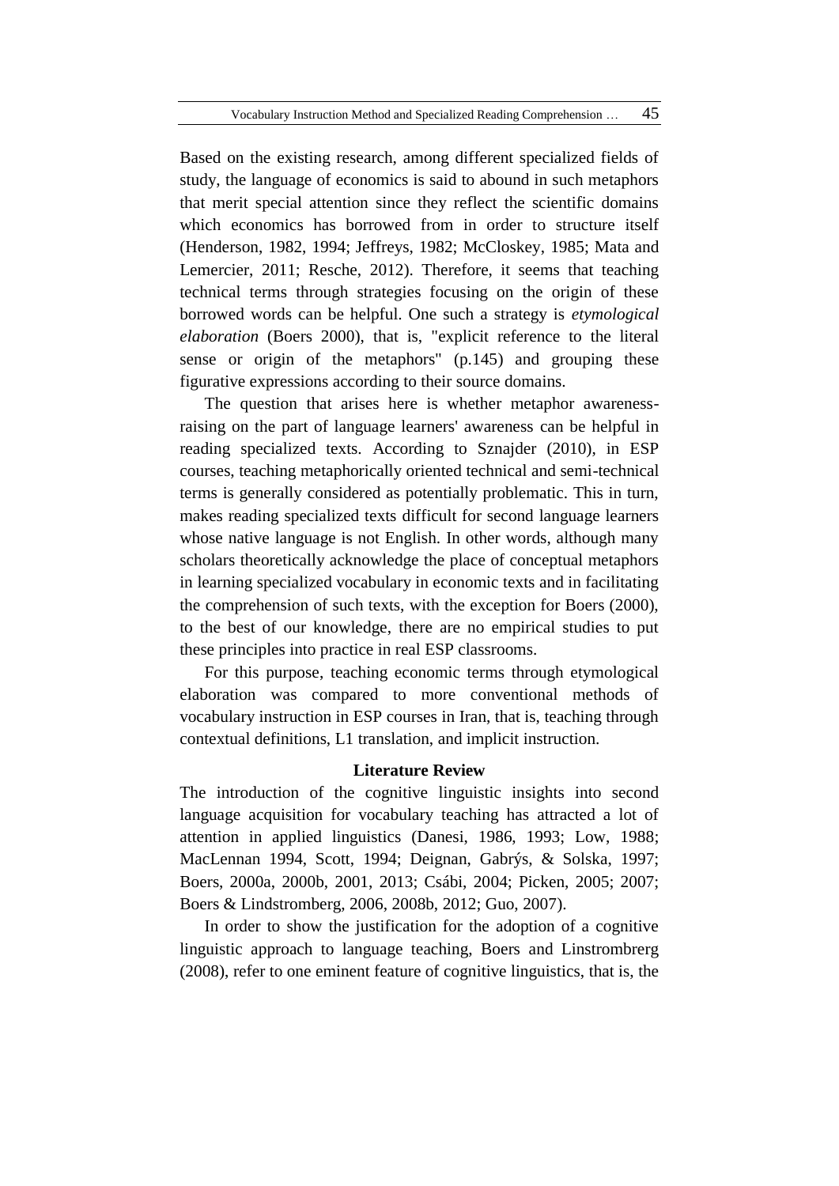Based on the existing research, among different specialized fields of study, the language of economics is said to abound in such metaphors that merit special attention since they reflect the scientific domains which economics has borrowed from in order to structure itself (Henderson, 1982, 1994; Jeffreys, 1982; McCloskey, 1985; Mata and Lemercier, 2011; Resche, 2012). Therefore, it seems that teaching technical terms through strategies focusing on the origin of these borrowed words can be helpful. One such a strategy is *etymological elaboration* (Boers 2000), that is, "explicit reference to the literal sense or origin of the metaphors" (p.145) and grouping these figurative expressions according to their source domains.

The question that arises here is whether metaphor awareness-raising on the part of language learners' awareness can be helpful in reading specialized texts. According to Sznajder (2010), in ESP courses, teaching metaphorically oriented technical and semi-technical terms is generally considered as potentially problematic. This in turn, makes reading specialized texts difficult for second language learners whose native language is not English. In other words, although many scholars theoretically acknowledge the place of conceptual metaphors in learning specialized vocabulary in economic texts and in facilitating the comprehension of such texts, with the exception for Boers (2000), to the best of our knowledge, there are no empirical studies to put these principles into practice in real ESP classrooms.

For this purpose, teaching economic terms through etymological elaboration was compared to more conventional methods of vocabulary instruction in ESP courses in Iran, that is, teaching through contextual definitions, L1 translation, and implicit instruction.

## Literature Review

The introduction of the cognitive linguistic insights into second language acquisition for vocabulary teaching has attracted a lot of attention in applied linguistics (Danesi, 1986, 1993; Low, 1988; MacLennan 1994, Scott, 1994; Deignan, Gabrýs, & Solska, 1997; Boers, 2000a, 2000b, 2001, 2013; Csábi, 2004; Picken, 2005; 2007; Boers & Lindstromberg, 2006, 2008b, 2012; Guo, 2007).

In order to show the justification for the adoption of a cognitive linguistic approach to language teaching, Boers and Linstrombrerg (2008), refer to one eminent feature of cognitive linguistics, that is, the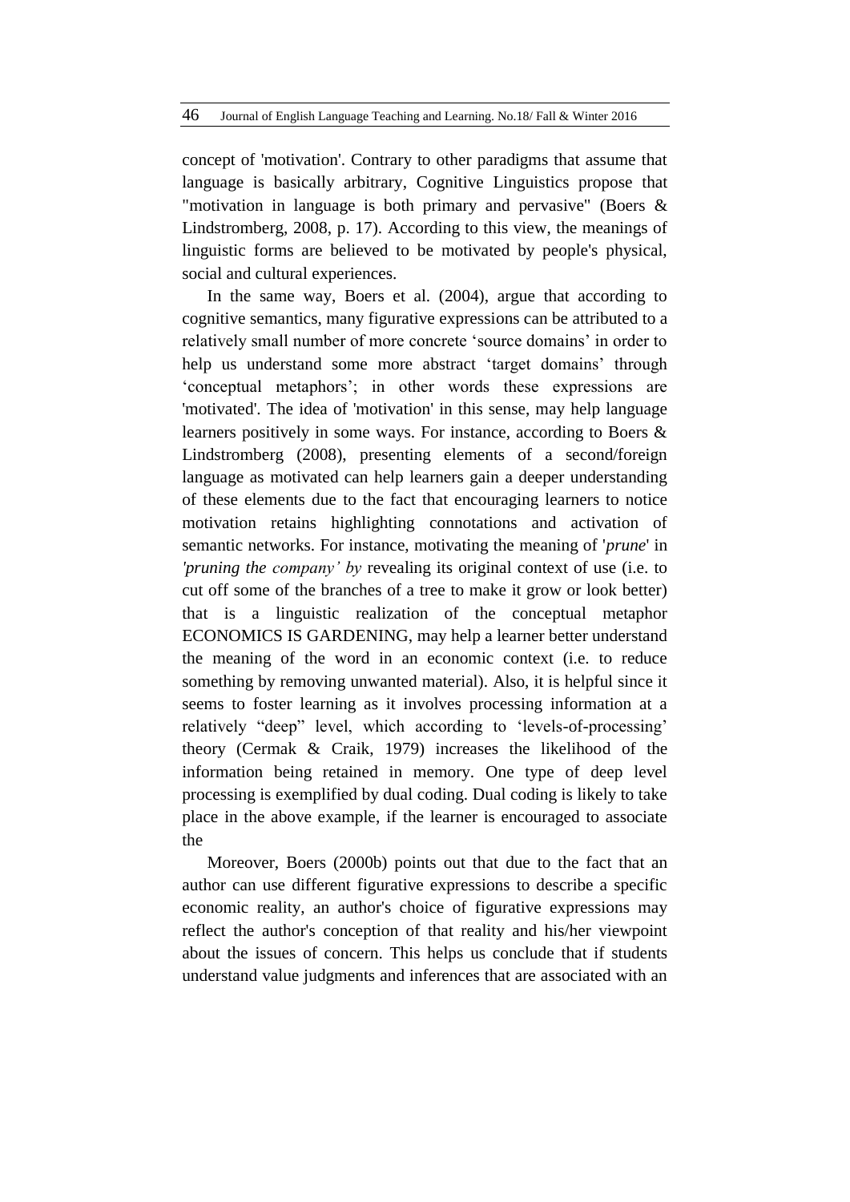concept of 'motivation'. Contrary to other paradigms that assume that language is basically arbitrary, Cognitive Linguistics propose that "motivation in language is both primary and pervasive" (Boers & Lindstromberg, 2008, p. 17). According to this view, the meanings of linguistic forms are believed to be motivated by people's physical, social and cultural experiences.

In the same way, Boers et al. (2004), argue that according to cognitive semantics, many figurative expressions can be attributed to a relatively small number of more concrete 'source domains' in order to help us understand some more abstract 'target domains' through 'conceptual metaphors'; in other words these expressions are 'motivated'. The idea of 'motivation' in this sense, may help language learners positively in some ways. For instance, according to Boers & Lindstromberg (2008), presenting elements of a second/foreign language as motivated can help learners gain a deeper understanding of these elements due to the fact that encouraging learners to notice motivation retains highlighting connotations and activation of semantic networks. For instance, motivating the meaning of '*prune*' in *'pruning the company' by* revealing its original context of use (i.e. to cut off some of the branches of a tree to make it grow or look better) that is a linguistic realization of the conceptual metaphor ECONOMICS IS GARDENING, may help a learner better understand the meaning of the word in an economic context (i.e. to reduce something by removing unwanted material). Also, it is helpful since it seems to foster learning as it involves processing information at a relatively "deep" level, which according to 'levels-of-processing' theory (Cermak & Craik, 1979) increases the likelihood of the information being retained in memory. One type of deep level processing is exemplified by dual coding. Dual coding is likely to take place in the above example, if the learner is encouraged to associate the

Moreover, Boers (2000b) points out that due to the fact that an author can use different figurative expressions to describe a specific economic reality, an author's choice of figurative expressions may reflect the author's conception of that reality and his/her viewpoint about the issues of concern. This helps us conclude that if students understand value judgments and inferences that are associated with an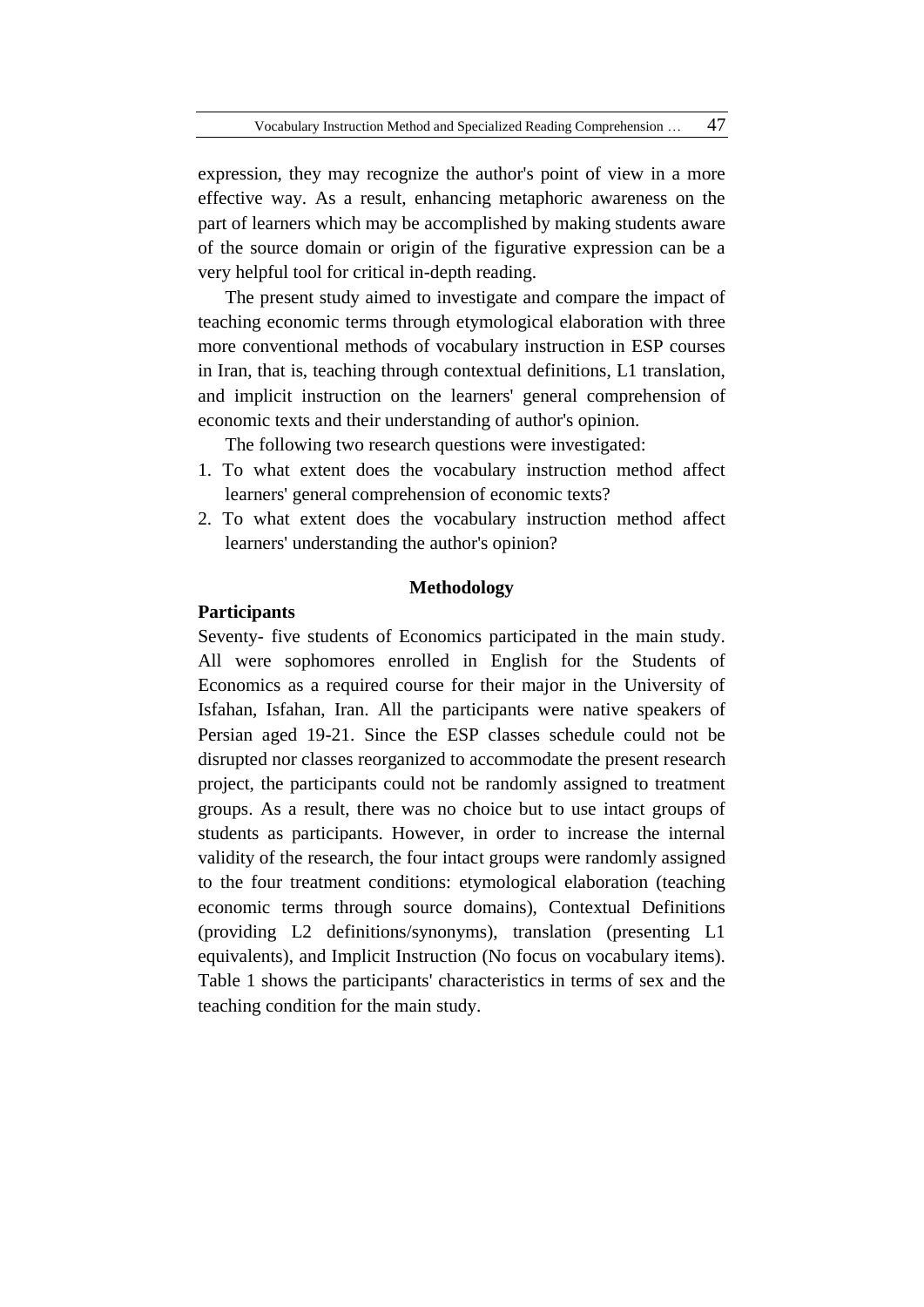expression, they may recognize the author's point of view in a more effective way. As a result, enhancing metaphoric awareness on the part of learners which may be accomplished by making students aware of the source domain or origin of the figurative expression can be a very helpful tool for critical in-depth reading.

The present study aimed to investigate and compare the impact of teaching economic terms through etymological elaboration with three more conventional methods of vocabulary instruction in ESP courses in Iran, that is, teaching through contextual definitions, L1 translation, and implicit instruction on the learners' general comprehension of economic texts and their understanding of author's opinion.

The following two research questions were investigated:

1. To what extent does the vocabulary instruction method affect learners' general comprehension of economic texts?
2. To what extent does the vocabulary instruction method affect learners' understanding the author's opinion?

## Methodology

### Participants

Seventy- five students of Economics participated in the main study. All were sophomores enrolled in English for the Students of Economics as a required course for their major in the University of Isfahan, Isfahan, Iran. All the participants were native speakers of Persian aged 19-21. Since the ESP classes schedule could not be disrupted nor classes reorganized to accommodate the present research project, the participants could not be randomly assigned to treatment groups. As a result, there was no choice but to use intact groups of students as participants. However, in order to increase the internal validity of the research, the four intact groups were randomly assigned to the four treatment conditions: etymological elaboration (teaching economic terms through source domains), Contextual Definitions (providing L2 definitions/synonyms), translation (presenting L1 equivalents), and Implicit Instruction (No focus on vocabulary items). Table 1 shows the participants' characteristics in terms of sex and the teaching condition for the main study.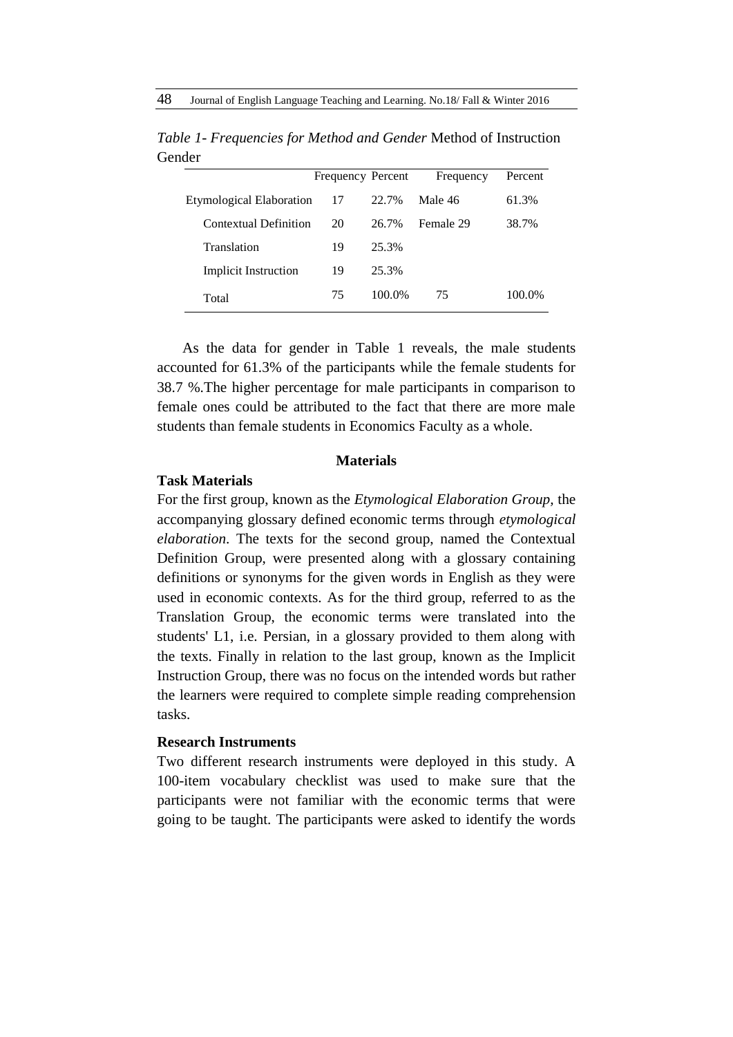*Table 1- Frequencies for Method and Gender* Method of Instruction Gender

| | Frequency | Percent | Frequency | Percent |
|---|---|---|---|---|
| Etymological Elaboration | 17 | 22.7% | Male 46 | 61.3% |
| Contextual Definition | 20 | 26.7% | Female 29 | 38.7% |
| Translation | 19 | 25.3% | | |
| Implicit Instruction | 19 | 25.3% | | |
| Total | 75 | 100.0% | 75 | 100.0% |

As the data for gender in Table 1 reveals, the male students accounted for 61.3% of the participants while the female students for 38.7 %.The higher percentage for male participants in comparison to female ones could be attributed to the fact that there are more male students than female students in Economics Faculty as a whole.

## Materials

### Task Materials

For the first group, known as the *Etymological Elaboration Group,* the accompanying glossary defined economic terms through *etymological elaboration*. The texts for the second group, named the Contextual Definition Group, were presented along with a glossary containing definitions or synonyms for the given words in English as they were used in economic contexts. As for the third group, referred to as the Translation Group, the economic terms were translated into the students' L1, i.e. Persian, in a glossary provided to them along with the texts. Finally in relation to the last group, known as the Implicit Instruction Group, there was no focus on the intended words but rather the learners were required to complete simple reading comprehension tasks.

### Research Instruments

Two different research instruments were deployed in this study. A 100-item vocabulary checklist was used to make sure that the participants were not familiar with the economic terms that were going to be taught. The participants were asked to identify the words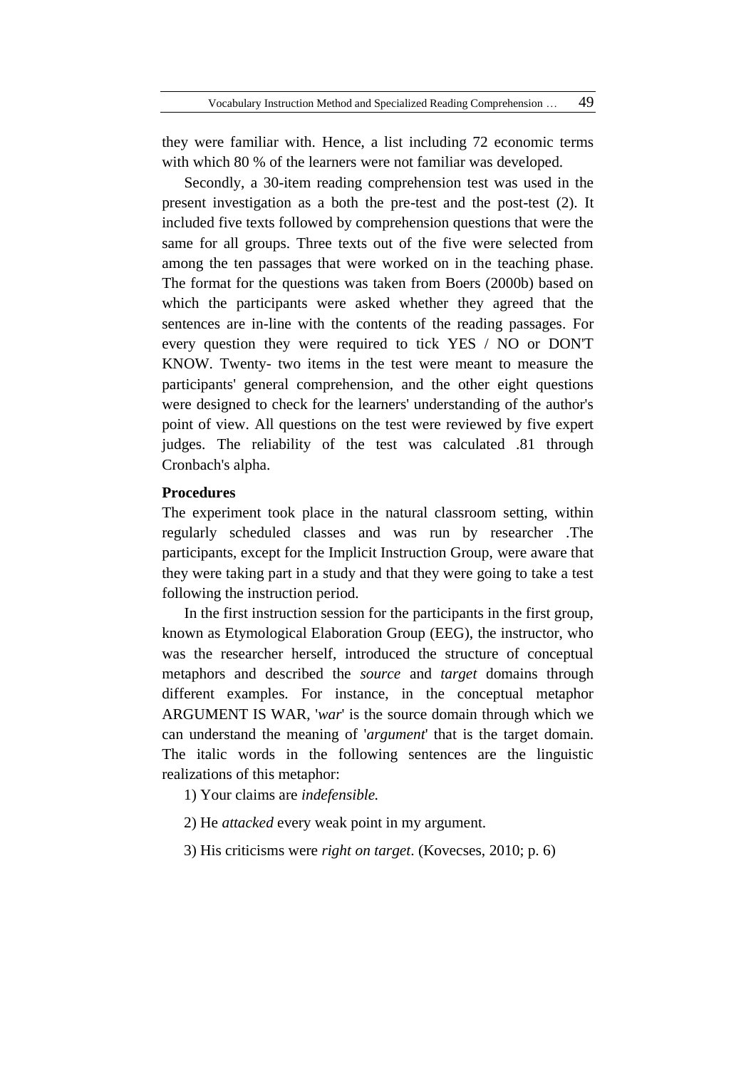they were familiar with. Hence, a list including 72 economic terms with which 80 % of the learners were not familiar was developed.

Secondly, a 30-item reading comprehension test was used in the present investigation as a both the pre-test and the post-test (2). It included five texts followed by comprehension questions that were the same for all groups. Three texts out of the five were selected from among the ten passages that were worked on in the teaching phase. The format for the questions was taken from Boers (2000b) based on which the participants were asked whether they agreed that the sentences are in-line with the contents of the reading passages. For every question they were required to tick YES / NO or DON'T KNOW. Twenty- two items in the test were meant to measure the participants' general comprehension, and the other eight questions were designed to check for the learners' understanding of the author's point of view. All questions on the test were reviewed by five expert judges. The reliability of the test was calculated .81 through Cronbach's alpha.

**Procedures**

The experiment took place in the natural classroom setting, within regularly scheduled classes and was run by researcher .The participants, except for the Implicit Instruction Group, were aware that they were taking part in a study and that they were going to take a test following the instruction period.

In the first instruction session for the participants in the first group, known as Etymological Elaboration Group (EEG), the instructor, who was the researcher herself, introduced the structure of conceptual metaphors and described the *source* and *target* domains through different examples. For instance, in the conceptual metaphor ARGUMENT IS WAR, '*war*' is the source domain through which we can understand the meaning of '*argument*' that is the target domain. The italic words in the following sentences are the linguistic realizations of this metaphor:

1) Your claims are *indefensible.*

2) He *attacked* every weak point in my argument.

3) His criticisms were *right on target*. (Kovecses, 2010; p. 6)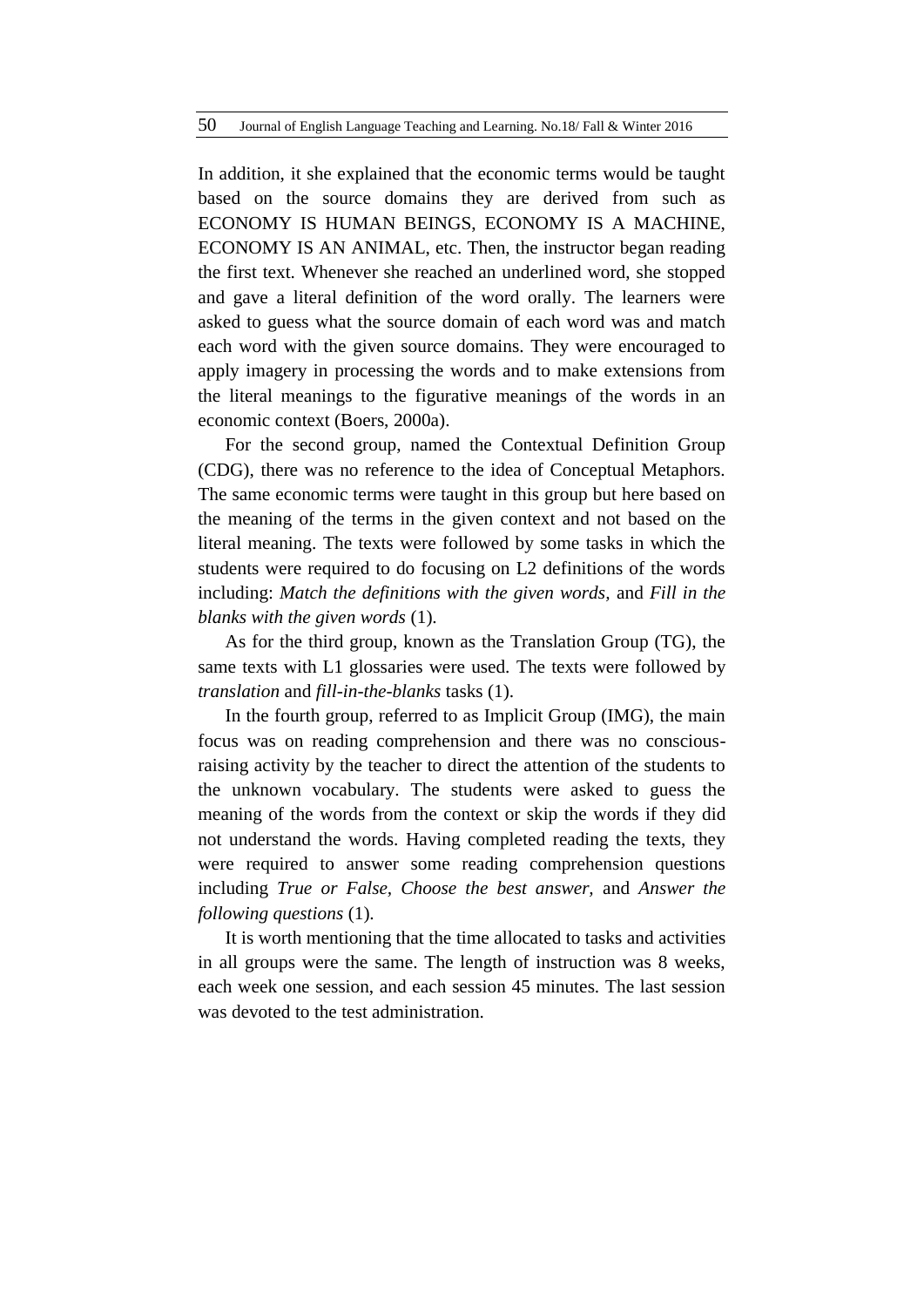In addition, it she explained that the economic terms would be taught based on the source domains they are derived from such as ECONOMY IS HUMAN BEINGS, ECONOMY IS A MACHINE, ECONOMY IS AN ANIMAL, etc. Then, the instructor began reading the first text. Whenever she reached an underlined word, she stopped and gave a literal definition of the word orally. The learners were asked to guess what the source domain of each word was and match each word with the given source domains. They were encouraged to apply imagery in processing the words and to make extensions from the literal meanings to the figurative meanings of the words in an economic context (Boers, 2000a).

For the second group, named the Contextual Definition Group (CDG), there was no reference to the idea of Conceptual Metaphors. The same economic terms were taught in this group but here based on the meaning of the terms in the given context and not based on the literal meaning. The texts were followed by some tasks in which the students were required to do focusing on L2 definitions of the words including: *Match the definitions with the given words*, and *Fill in the blanks with the given words* (1).

As for the third group, known as the Translation Group (TG), the same texts with L1 glossaries were used. The texts were followed by *translation* and *fill-in-the-blanks* tasks (1).

In the fourth group, referred to as Implicit Group (IMG), the main focus was on reading comprehension and there was no conscious-raising activity by the teacher to direct the attention of the students to the unknown vocabulary. The students were asked to guess the meaning of the words from the context or skip the words if they did not understand the words. Having completed reading the texts, they were required to answer some reading comprehension questions including *True or False, Choose the best answer,* and *Answer the following questions* (1).

It is worth mentioning that the time allocated to tasks and activities in all groups were the same. The length of instruction was 8 weeks, each week one session, and each session 45 minutes. The last session was devoted to the test administration.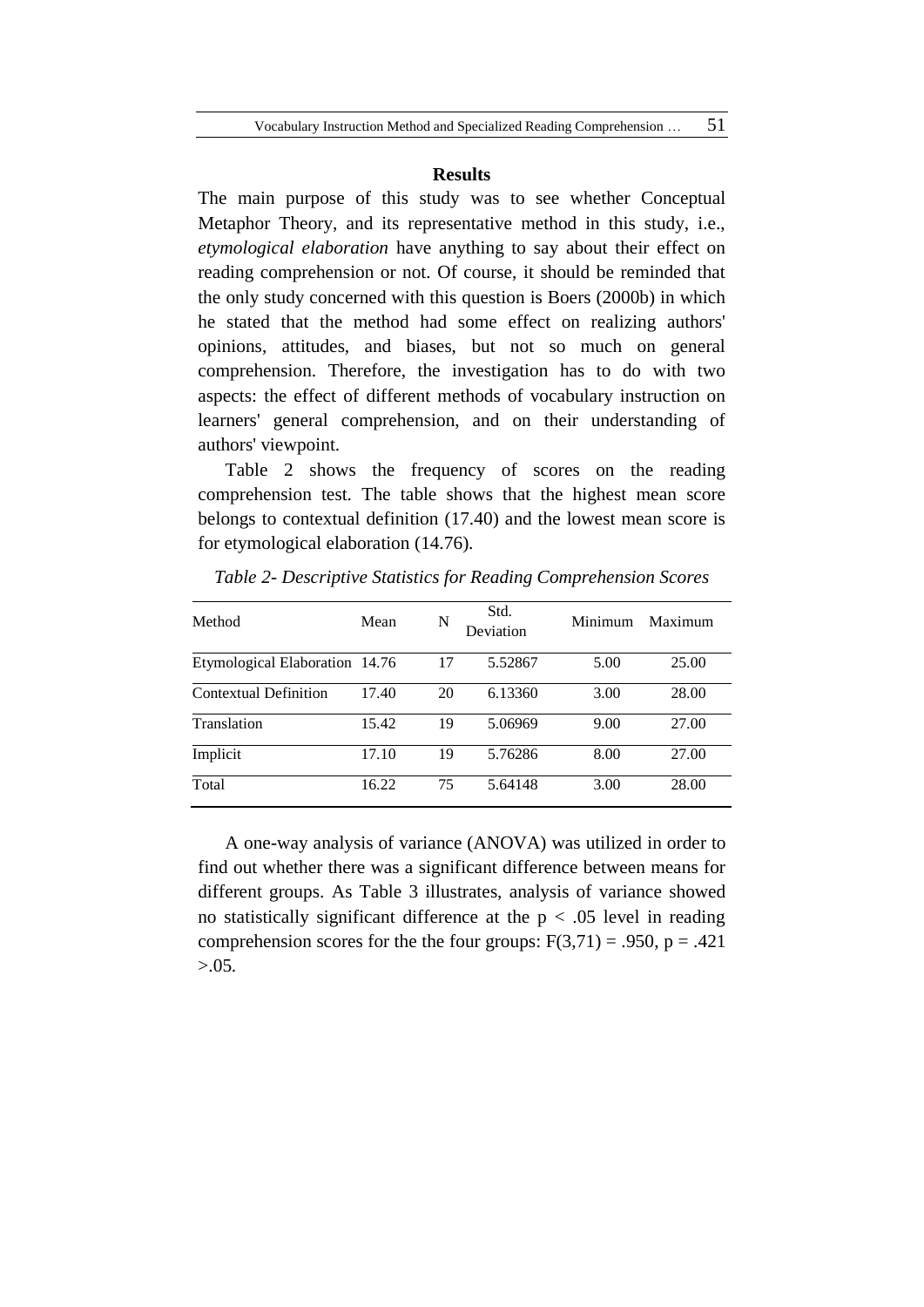## Results

The main purpose of this study was to see whether Conceptual Metaphor Theory, and its representative method in this study, i.e., *etymological elaboration* have anything to say about their effect on reading comprehension or not. Of course, it should be reminded that the only study concerned with this question is Boers (2000b) in which he stated that the method had some effect on realizing authors' opinions, attitudes, and biases, but not so much on general comprehension. Therefore, the investigation has to do with two aspects: the effect of different methods of vocabulary instruction on learners' general comprehension, and on their understanding of authors' viewpoint.

Table 2 shows the frequency of scores on the reading comprehension test. The table shows that the highest mean score belongs to contextual definition (17.40) and the lowest mean score is for etymological elaboration (14.76).

*Table 2- Descriptive Statistics for Reading Comprehension Scores*

| Method | Mean | N | Std. Deviation | Minimum | Maximum |
|---|---|---|---|---|---|
| Etymological Elaboration | 14.76 | 17 | 5.52867 | 5.00 | 25.00 |
| Contextual Definition | 17.40 | 20 | 6.13360 | 3.00 | 28.00 |
| Translation | 15.42 | 19 | 5.06969 | 9.00 | 27.00 |
| Implicit | 17.10 | 19 | 5.76286 | 8.00 | 27.00 |
| Total | 16.22 | 75 | 5.64148 | 3.00 | 28.00 |

A one-way analysis of variance (ANOVA) was utilized in order to find out whether there was a significant difference between means for different groups. As Table 3 illustrates, analysis of variance showed no statistically significant difference at the $p < .05$ level in reading comprehension scores for the the four groups: $F(3,71) = .950$, $p = .421 > .05$.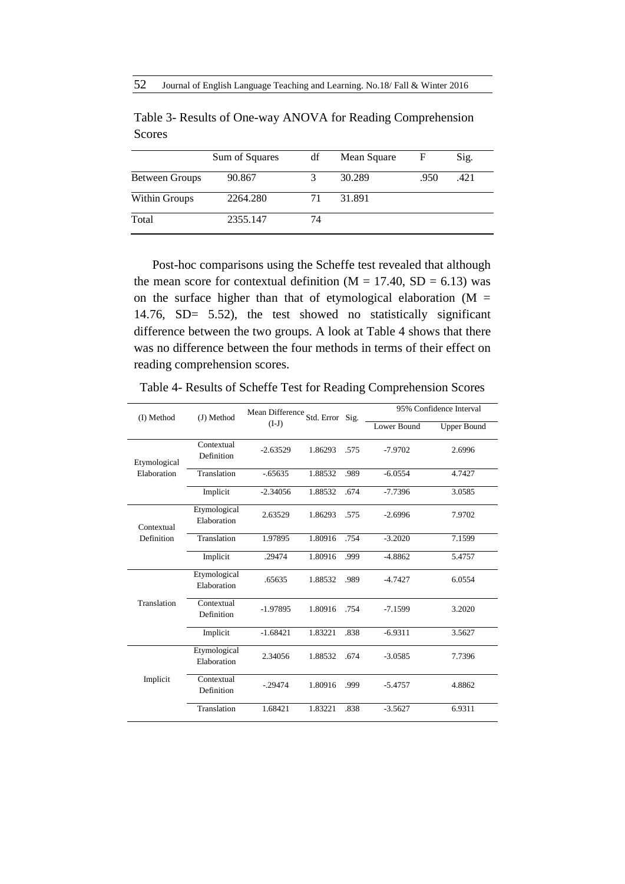Table 3- Results of One-way ANOVA for Reading Comprehension Scores

| | Sum of Squares | df | Mean Square | F | Sig. |
|---|---|---|---|---|---|
| Between Groups | 90.867 | 3 | 30.289 | .950 | .421 |
| Within Groups | 2264.280 | 71 | 31.891 | | |
| Total | 2355.147 | 74 | | | |

Post-hoc comparisons using the Scheffe test revealed that although the mean score for contextual definition (M = 17.40, SD = 6.13) was on the surface higher than that of etymological elaboration (M = 14.76, SD= 5.52), the test showed no statistically significant difference between the two groups. A look at Table 4 shows that there was no difference between the four methods in terms of their effect on reading comprehension scores.

Table 4- Results of Scheffe Test for Reading Comprehension Scores

| (I) Method | (J) Method | Mean Difference (I-J) | Std. Error | Sig. | 95% Confidence Interval | |
|---|---|---|---|---|---|---|
| | | | | | Lower Bound | Upper Bound |
| Etymological Elaboration | Contextual Definition | -2.63529 | 1.86293 | .575 | -7.9702 | 2.6996 |
| | Translation | -.65635 | 1.88532 | .989 | -6.0554 | 4.7427 |
| | Implicit | -2.34056 | 1.88532 | .674 | -7.7396 | 3.0585 |
| Contextual Definition | Etymological Elaboration | 2.63529 | 1.86293 | .575 | -2.6996 | 7.9702 |
| | Translation | 1.97895 | 1.80916 | .754 | -3.2020 | 7.1599 |
| | Implicit | .29474 | 1.80916 | .999 | -4.8862 | 5.4757 |
| Translation | Etymological Elaboration | .65635 | 1.88532 | .989 | -4.7427 | 6.0554 |
| | Contextual Definition | -1.97895 | 1.80916 | .754 | -7.1599 | 3.2020 |
| | Implicit | -1.68421 | 1.83221 | .838 | -6.9311 | 3.5627 |
| Implicit | Etymological Elaboration | 2.34056 | 1.88532 | .674 | -3.0585 | 7.7396 |
| | Contextual Definition | -.29474 | 1.80916 | .999 | -5.4757 | 4.8862 |
| | Translation | 1.68421 | 1.83221 | .838 | -3.5627 | 6.9311 |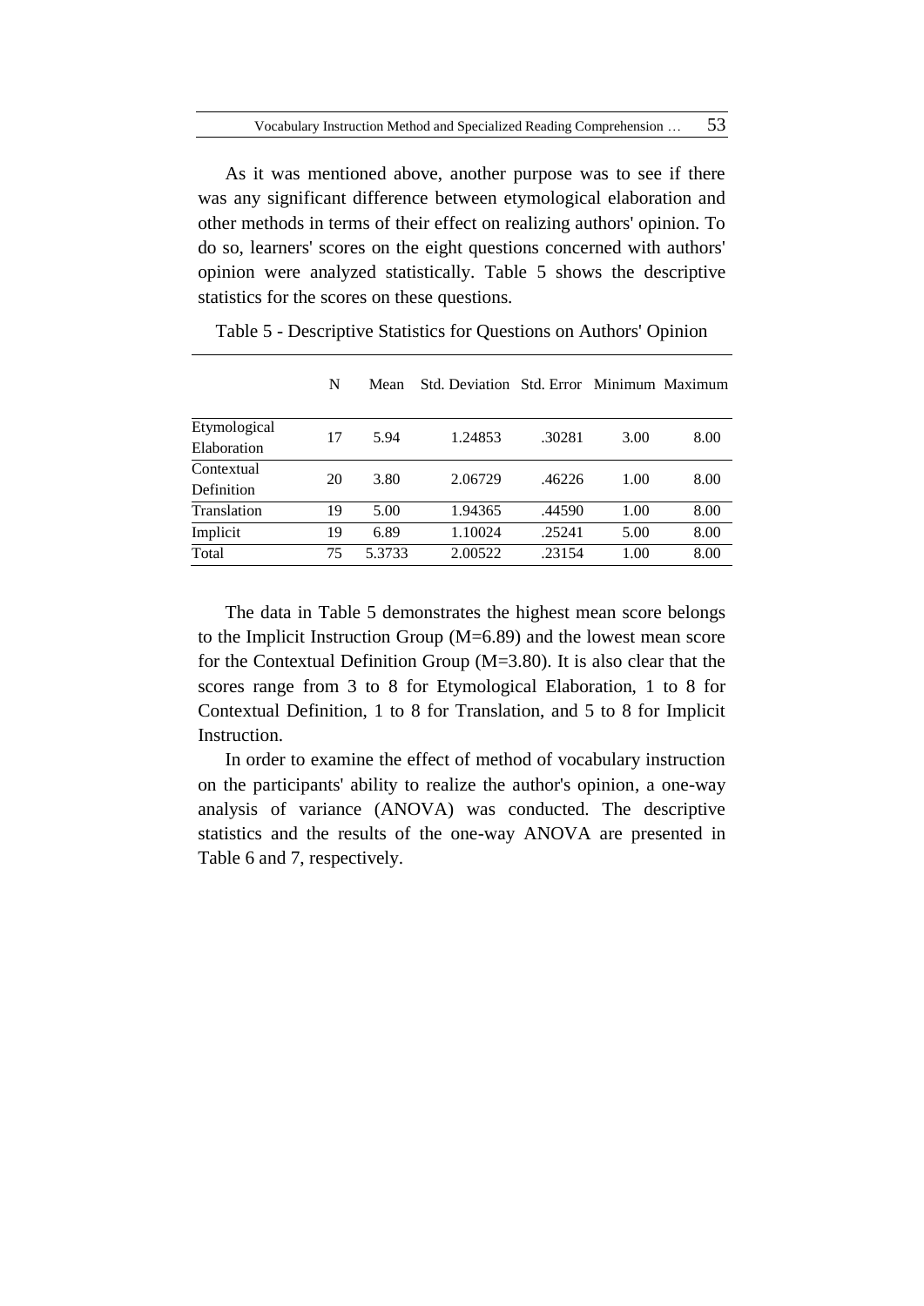As it was mentioned above, another purpose was to see if there was any significant difference between etymological elaboration and other methods in terms of their effect on realizing authors' opinion. To do so, learners' scores on the eight questions concerned with authors' opinion were analyzed statistically. Table 5 shows the descriptive statistics for the scores on these questions.

Table 5 - Descriptive Statistics for Questions on Authors' Opinion

| | N | Mean | Std. Deviation | Std. Error | Minimum | Maximum |
|---|---|---|---|---|---|---|
| Etymological Elaboration | 17 | 5.94 | 1.24853 | .30281 | 3.00 | 8.00 |
| Contextual Definition | 20 | 3.80 | 2.06729 | .46226 | 1.00 | 8.00 |
| Translation | 19 | 5.00 | 1.94365 | .44590 | 1.00 | 8.00 |
| Implicit | 19 | 6.89 | 1.10024 | .25241 | 5.00 | 8.00 |
| Total | 75 | 5.3733 | 2.00522 | .23154 | 1.00 | 8.00 |

The data in Table 5 demonstrates the highest mean score belongs to the Implicit Instruction Group (M=6.89) and the lowest mean score for the Contextual Definition Group (M=3.80). It is also clear that the scores range from 3 to 8 for Etymological Elaboration, 1 to 8 for Contextual Definition, 1 to 8 for Translation, and 5 to 8 for Implicit Instruction.

In order to examine the effect of method of vocabulary instruction on the participants' ability to realize the author's opinion, a one-way analysis of variance (ANOVA) was conducted. The descriptive statistics and the results of the one-way ANOVA are presented in Table 6 and 7, respectively.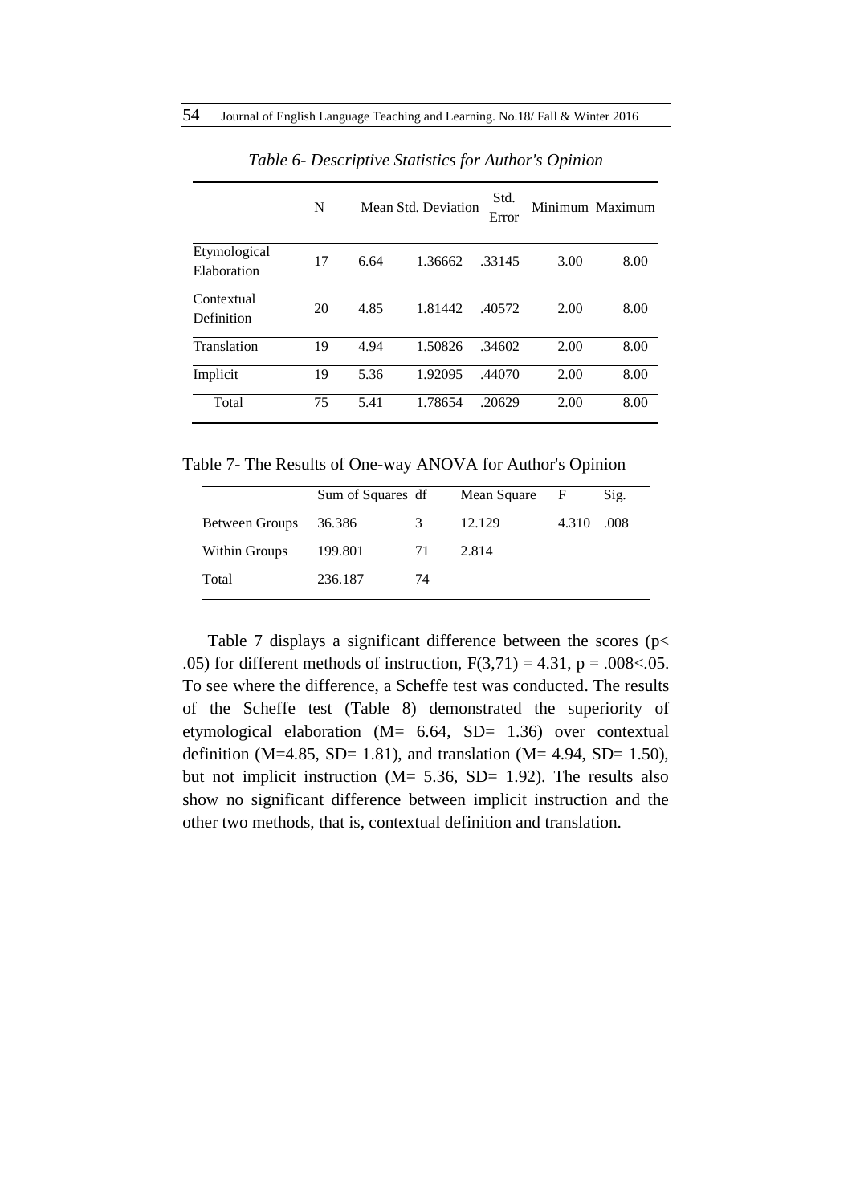*Table 6- Descriptive Statistics for Author's Opinion*

| | N | Mean | Std. Deviation | Std. Error | Minimum | Maximum |
|---|---|---|---|---|---|---|
| Etymological Elaboration | 17 | 6.64 | 1.36662 | .33145 | 3.00 | 8.00 |
| Contextual Definition | 20 | 4.85 | 1.81442 | .40572 | 2.00 | 8.00 |
| Translation | 19 | 4.94 | 1.50826 | .34602 | 2.00 | 8.00 |
| Implicit | 19 | 5.36 | 1.92095 | .44070 | 2.00 | 8.00 |
| Total | 75 | 5.41 | 1.78654 | .20629 | 2.00 | 8.00 |

Table 7- The Results of One-way ANOVA for Author's Opinion

| | Sum of Squares | df | Mean Square | F | Sig. |
|---|---|---|---|---|---|
| Between Groups | 36.386 | 3 | 12.129 | 4.310 | .008 |
| Within Groups | 199.801 | 71 | 2.814 | | |
| Total | 236.187 | 74 | | | |

Table 7 displays a significant difference between the scores ($p < .05$) for different methods of instruction, $F(3,71) = 4.31$, $p = .008 < .05$. To see where the difference, a Scheffe test was conducted. The results of the Scheffe test (Table 8) demonstrated the superiority of etymological elaboration (M= 6.64, SD= 1.36) over contextual definition (M=4.85, SD= 1.81), and translation (M= 4.94, SD= 1.50), but not implicit instruction (M= 5.36, SD= 1.92). The results also show no significant difference between implicit instruction and the other two methods, that is, contextual definition and translation.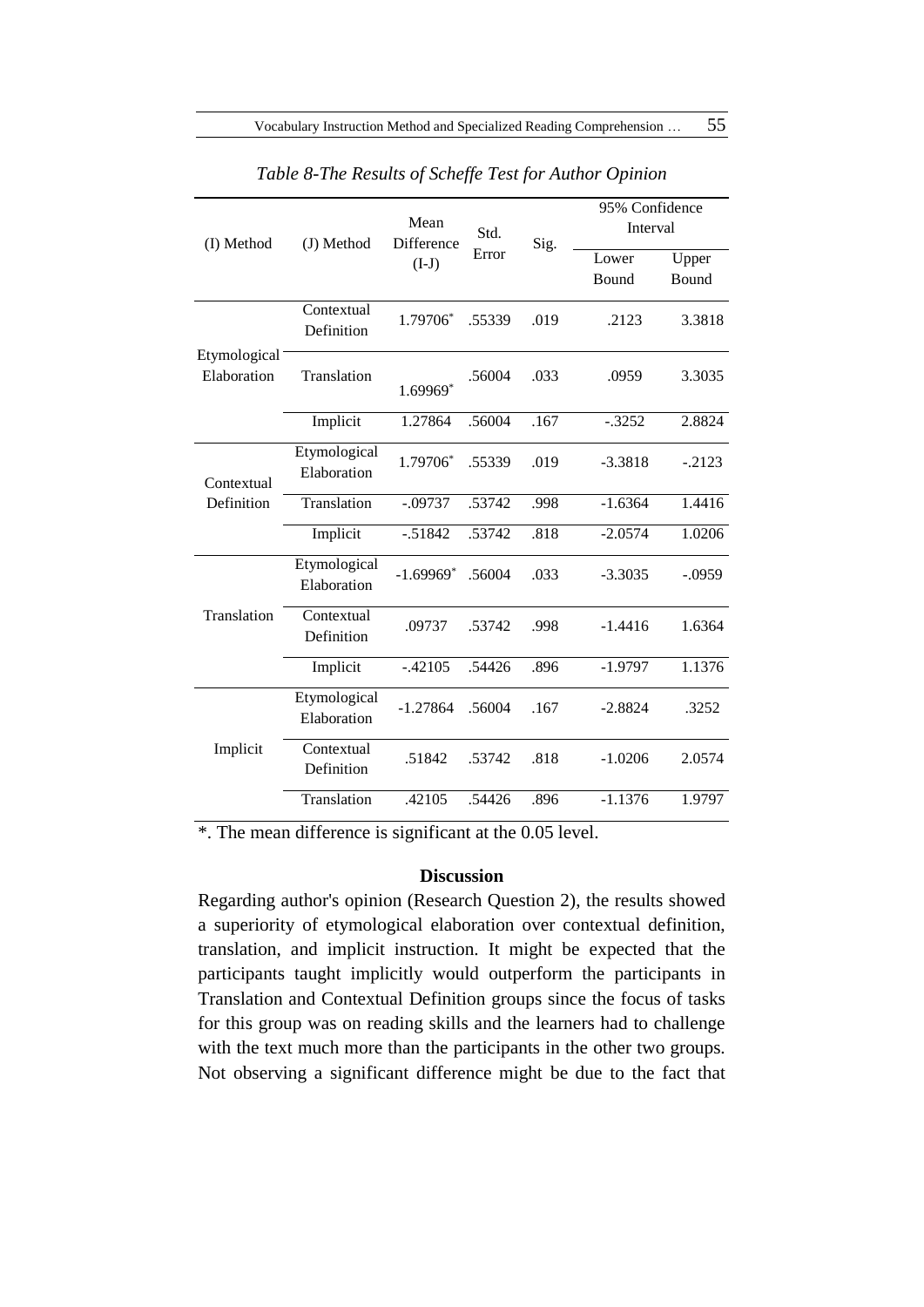*Table 8-The Results of Scheffe Test for Author Opinion*

| (I) Method | (J) Method | Mean Difference (I-J) | Std. Error | Sig. | 95% Confidence Interval | |
|---|---|---|---|---|---|---|
| | | | | | Lower Bound | Upper Bound |
| Etymological Elaboration | Contextual Definition | 1.79706* | .55339 | .019 | .2123 | 3.3818 |
| | Translation | 1.69969* | .56004 | .033 | .0959 | 3.3035 |
| | Implicit | 1.27864 | .56004 | .167 | -.3252 | 2.8824 |
| Contextual Definition | Etymological Elaboration | 1.79706* | .55339 | .019 | -3.3818 | -.2123 |
| | Translation | -.09737 | .53742 | .998 | -1.6364 | 1.4416 |
| | Implicit | -.51842 | .53742 | .818 | -2.0574 | 1.0206 |
| Translation | Etymological Elaboration | -1.69969* | .56004 | .033 | -3.3035 | -.0959 |
| | Contextual Definition | .09737 | .53742 | .998 | -1.4416 | 1.6364 |
| | Implicit | -.42105 | .54426 | .896 | -1.9797 | 1.1376 |
| Implicit | Etymological Elaboration | -1.27864 | .56004 | .167 | -2.8824 | .3252 |
| | Contextual Definition | .51842 | .53742 | .818 | -1.0206 | 2.0574 |
| | Translation | .42105 | .54426 | .896 | -1.1376 | 1.9797 |

*. The mean difference is significant at the 0.05 level.

## Discussion

Regarding author's opinion (Research Question 2), the results showed a superiority of etymological elaboration over contextual definition, translation, and implicit instruction. It might be expected that the participants taught implicitly would outperform the participants in Translation and Contextual Definition groups since the focus of tasks for this group was on reading skills and the learners had to challenge with the text much more than the participants in the other two groups. Not observing a significant difference might be due to the fact that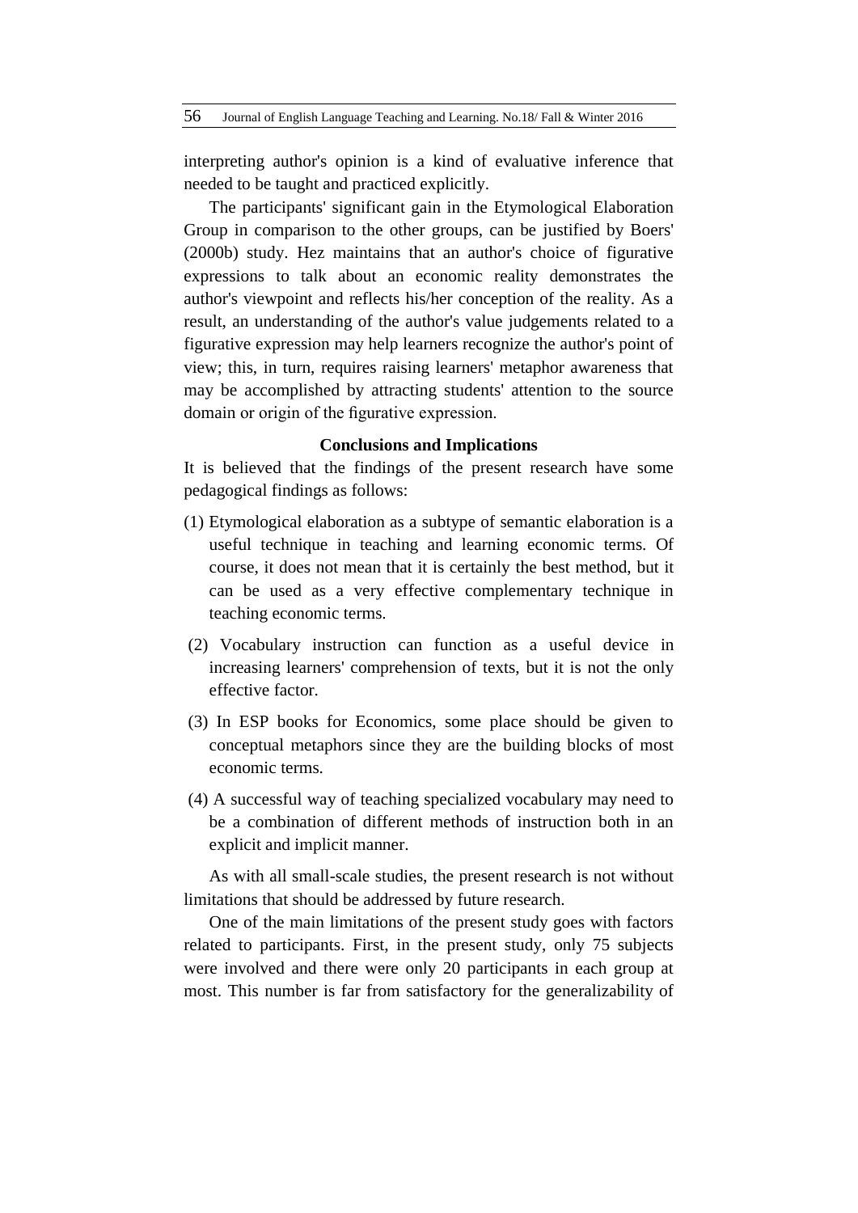interpreting author's opinion is a kind of evaluative inference that needed to be taught and practiced explicitly.

The participants' significant gain in the Etymological Elaboration Group in comparison to the other groups, can be justified by Boers' (2000b) study. Hez maintains that an author's choice of figurative expressions to talk about an economic reality demonstrates the author's viewpoint and reflects his/her conception of the reality. As a result, an understanding of the author's value judgements related to a figurative expression may help learners recognize the author's point of view; this, in turn, requires raising learners' metaphor awareness that may be accomplished by attracting students' attention to the source domain or origin of the figurative expression.

## Conclusions and Implications

It is believed that the findings of the present research have some pedagogical findings as follows:

(1) Etymological elaboration as a subtype of semantic elaboration is a useful technique in teaching and learning economic terms. Of course, it does not mean that it is certainly the best method, but it can be used as a very effective complementary technique in teaching economic terms.

(2) Vocabulary instruction can function as a useful device in increasing learners' comprehension of texts, but it is not the only effective factor.

(3) In ESP books for Economics, some place should be given to conceptual metaphors since they are the building blocks of most economic terms.

(4) A successful way of teaching specialized vocabulary may need to be a combination of different methods of instruction both in an explicit and implicit manner.

As with all small-scale studies, the present research is not without limitations that should be addressed by future research.

One of the main limitations of the present study goes with factors related to participants. First, in the present study, only 75 subjects were involved and there were only 20 participants in each group at most. This number is far from satisfactory for the generalizability of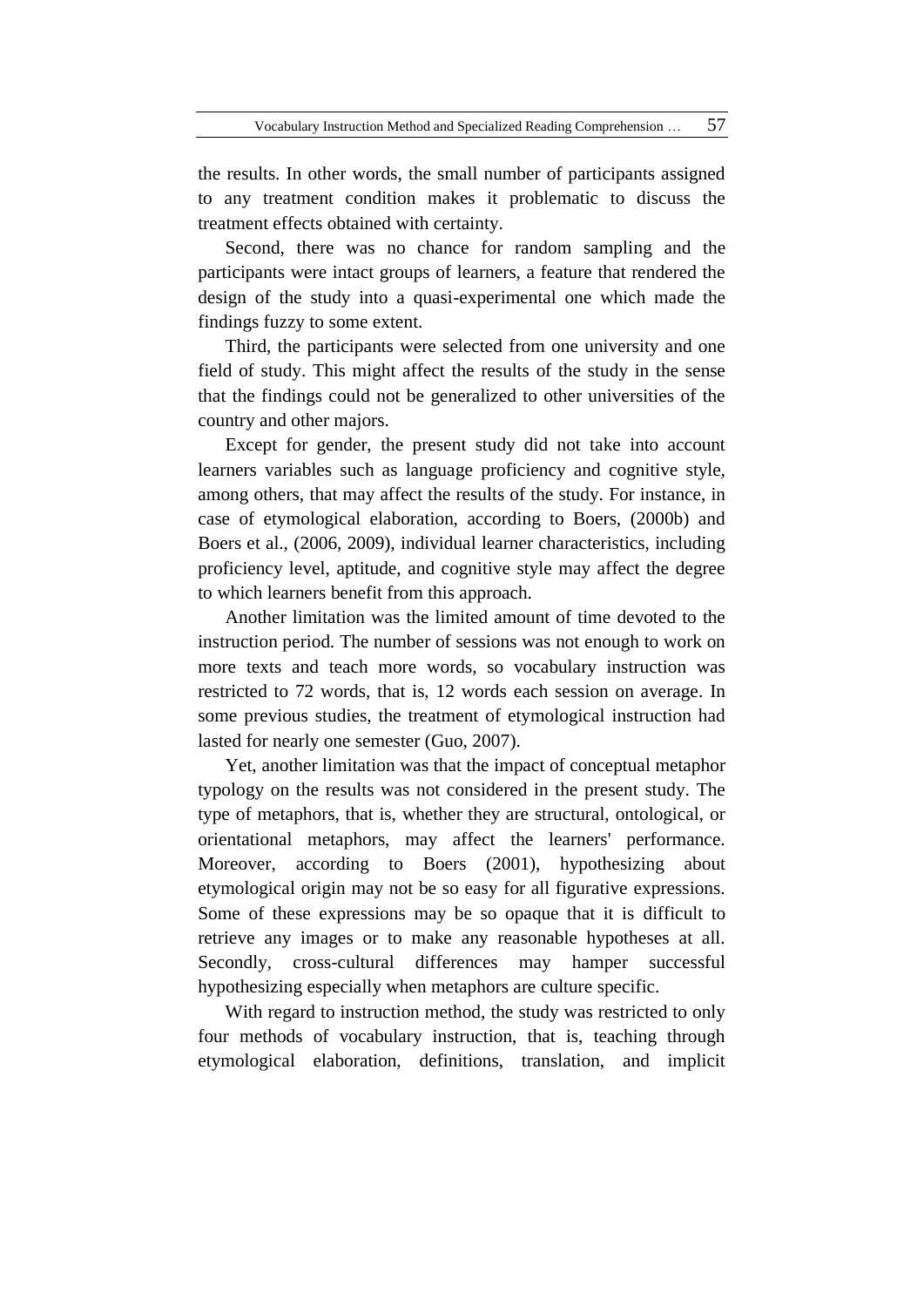the results. In other words, the small number of participants assigned to any treatment condition makes it problematic to discuss the treatment effects obtained with certainty.

Second, there was no chance for random sampling and the participants were intact groups of learners, a feature that rendered the design of the study into a quasi-experimental one which made the findings fuzzy to some extent.

Third, the participants were selected from one university and one field of study. This might affect the results of the study in the sense that the findings could not be generalized to other universities of the country and other majors.

Except for gender, the present study did not take into account learners variables such as language proficiency and cognitive style, among others, that may affect the results of the study. For instance, in case of etymological elaboration, according to Boers, (2000b) and Boers et al., (2006, 2009), individual learner characteristics, including proficiency level, aptitude, and cognitive style may affect the degree to which learners benefit from this approach.

Another limitation was the limited amount of time devoted to the instruction period. The number of sessions was not enough to work on more texts and teach more words, so vocabulary instruction was restricted to 72 words, that is, 12 words each session on average. In some previous studies, the treatment of etymological instruction had lasted for nearly one semester (Guo, 2007).

Yet, another limitation was that the impact of conceptual metaphor typology on the results was not considered in the present study. The type of metaphors, that is, whether they are structural, ontological, or orientational metaphors, may affect the learners' performance. Moreover, according to Boers (2001), hypothesizing about etymological origin may not be so easy for all figurative expressions. Some of these expressions may be so opaque that it is difficult to retrieve any images or to make any reasonable hypotheses at all. Secondly, cross-cultural differences may hamper successful hypothesizing especially when metaphors are culture specific.

With regard to instruction method, the study was restricted to only four methods of vocabulary instruction, that is, teaching through etymological elaboration, definitions, translation, and implicit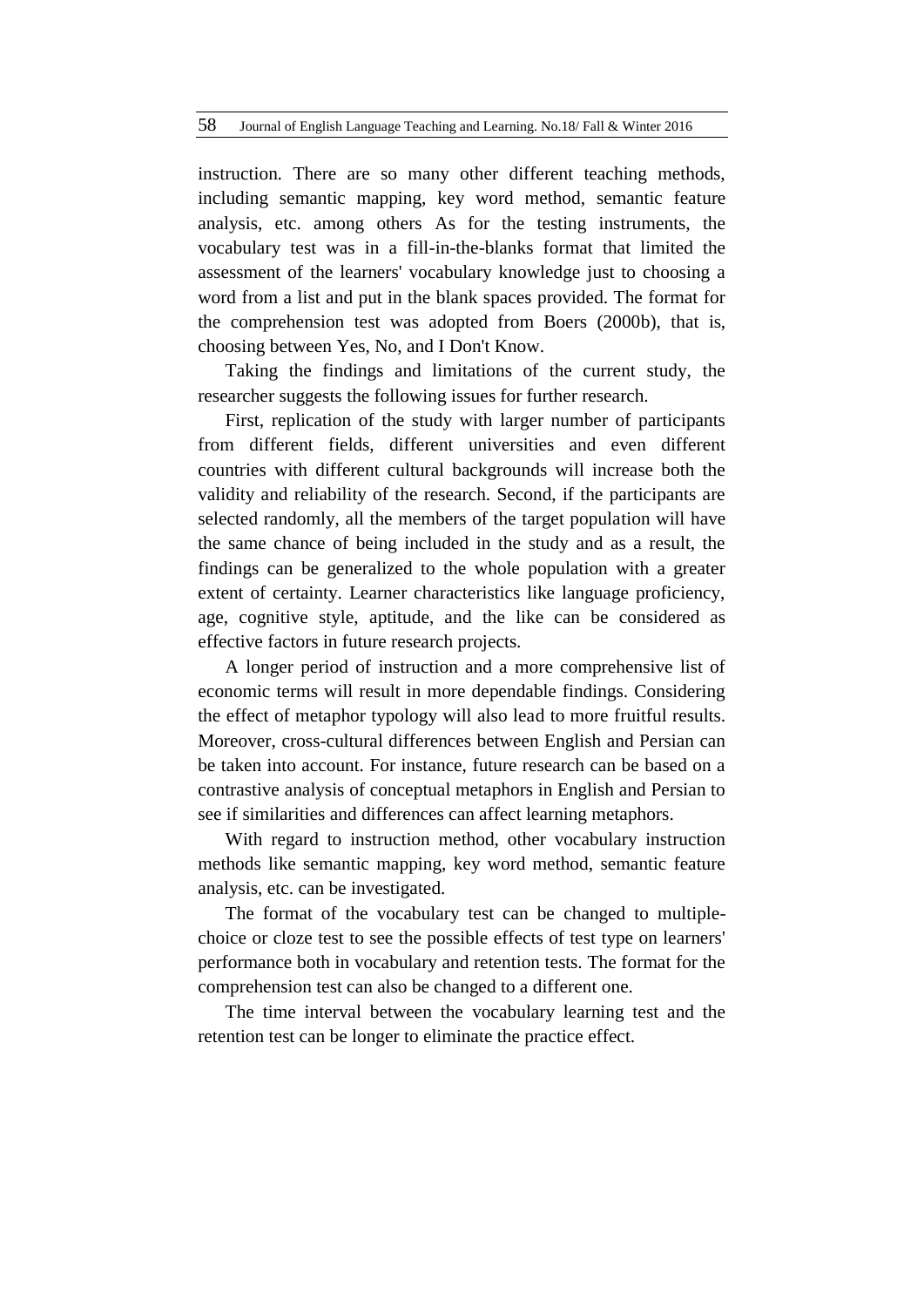instruction. There are so many other different teaching methods, including semantic mapping, key word method, semantic feature analysis, etc. among others As for the testing instruments, the vocabulary test was in a fill-in-the-blanks format that limited the assessment of the learners' vocabulary knowledge just to choosing a word from a list and put in the blank spaces provided. The format for the comprehension test was adopted from Boers (2000b), that is, choosing between Yes, No, and I Don't Know.

Taking the findings and limitations of the current study, the researcher suggests the following issues for further research.

First, replication of the study with larger number of participants from different fields, different universities and even different countries with different cultural backgrounds will increase both the validity and reliability of the research. Second, if the participants are selected randomly, all the members of the target population will have the same chance of being included in the study and as a result, the findings can be generalized to the whole population with a greater extent of certainty. Learner characteristics like language proficiency, age, cognitive style, aptitude, and the like can be considered as effective factors in future research projects.

A longer period of instruction and a more comprehensive list of economic terms will result in more dependable findings. Considering the effect of metaphor typology will also lead to more fruitful results. Moreover, cross-cultural differences between English and Persian can be taken into account. For instance, future research can be based on a contrastive analysis of conceptual metaphors in English and Persian to see if similarities and differences can affect learning metaphors.

With regard to instruction method, other vocabulary instruction methods like semantic mapping, key word method, semantic feature analysis, etc. can be investigated.

The format of the vocabulary test can be changed to multiple-choice or cloze test to see the possible effects of test type on learners' performance both in vocabulary and retention tests. The format for the comprehension test can also be changed to a different one.

The time interval between the vocabulary learning test and the retention test can be longer to eliminate the practice effect.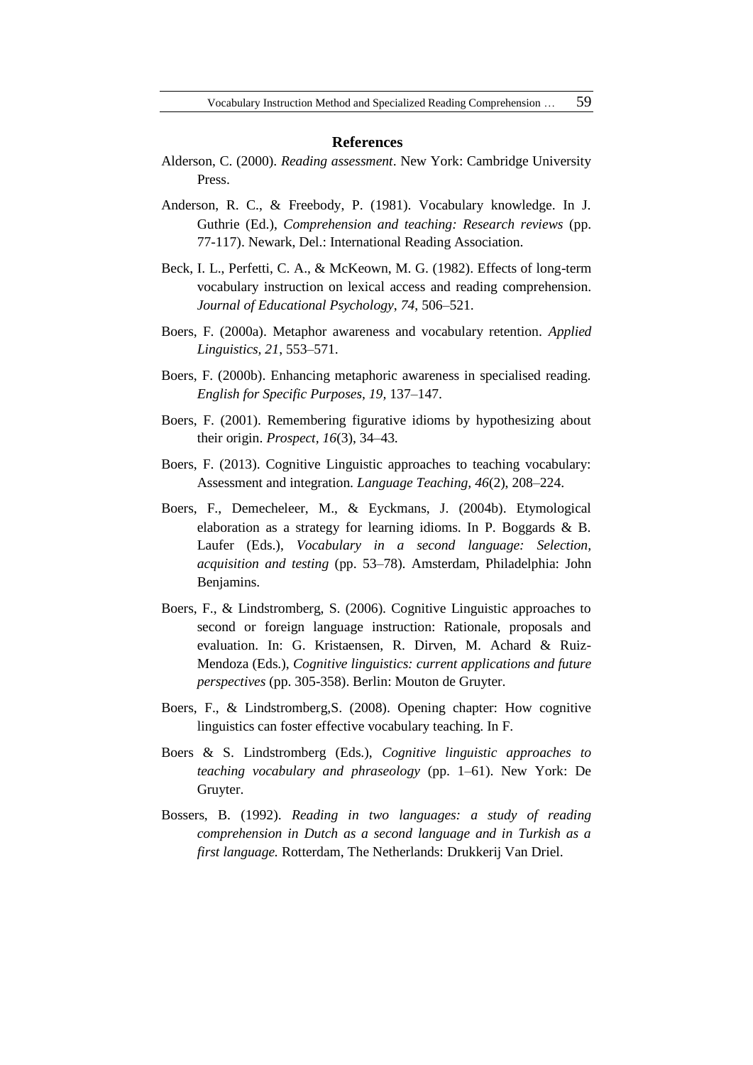## References

Alderson, C. (2000). *Reading assessment*. New York: Cambridge University Press.

Anderson, R. C., & Freebody, P. (1981). Vocabulary knowledge. In J. Guthrie (Ed.), *Comprehension and teaching: Research reviews* (pp. 77-117). Newark, Del.: International Reading Association.

Beck, I. L., Perfetti, C. A., & McKeown, M. G. (1982). Effects of long-term vocabulary instruction on lexical access and reading comprehension. *Journal of Educational Psychology*, *74*, 506–521.

Boers, F. (2000a). Metaphor awareness and vocabulary retention. *Applied Linguistics, 21*, 553–571.

Boers, F. (2000b). Enhancing metaphoric awareness in specialised reading. *English for Specific Purposes*, *19*, 137–147.

Boers, F. (2001). Remembering figurative idioms by hypothesizing about their origin. *Prospect, 16*(3), 34–43.

Boers, F. (2013). Cognitive Linguistic approaches to teaching vocabulary: Assessment and integration. *Language Teaching*, *46*(2), 208–224.

Boers, F., Demecheleer, M., & Eyckmans, J. (2004b). Etymological elaboration as a strategy for learning idioms. In P. Boggards & B. Laufer (Eds.), *Vocabulary in a second language: Selection, acquisition and testing* (pp. 53–78). Amsterdam, Philadelphia: John Benjamins.

Boers, F., & Lindstromberg, S. (2006). Cognitive Linguistic approaches to second or foreign language instruction: Rationale, proposals and evaluation. In: G. Kristaensen, R. Dirven, M. Achard & Ruiz-Mendoza (Eds.), *Cognitive linguistics: current applications and future perspectives* (pp. 305-358). Berlin: Mouton de Gruyter.

Boers, F., & Lindstromberg,S. (2008). Opening chapter: How cognitive linguistics can foster effective vocabulary teaching. In F.

Boers & S. Lindstromberg (Eds.), *Cognitive linguistic approaches to teaching vocabulary and phraseology* (pp. 1–61). New York: De Gruyter.

Bossers, B. (1992). *Reading in two languages: a study of reading comprehension in Dutch as a second language and in Turkish as a first language.* Rotterdam, The Netherlands: Drukkerij Van Driel.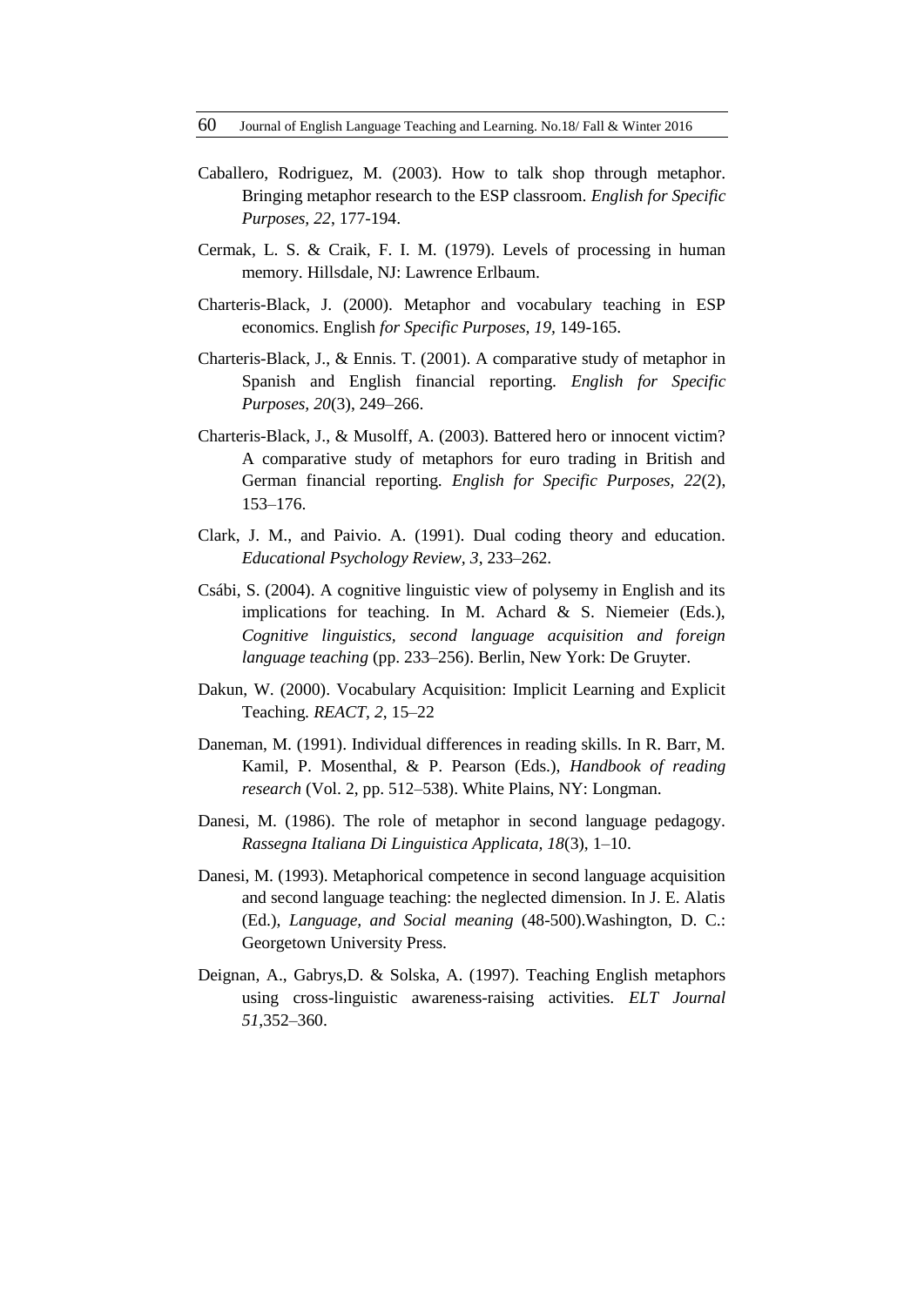Caballero, Rodriguez, M. (2003). How to talk shop through metaphor. Bringing metaphor research to the ESP classroom. *English for Specific Purposes, 22*, 177-194.

Cermak, L. S. & Craik, F. I. M. (1979). Levels of processing in human memory. Hillsdale, NJ: Lawrence Erlbaum.

Charteris-Black, J. (2000). Metaphor and vocabulary teaching in ESP economics. English *for Specific Purposes, 19*, 149-165.

Charteris-Black, J., & Ennis. T. (2001). A comparative study of metaphor in Spanish and English financial reporting. *English for Specific Purposes, 20*(3), 249–266.

Charteris-Black, J., & Musolff, A. (2003). Battered hero or innocent victim? A comparative study of metaphors for euro trading in British and German financial reporting. *English for Specific Purposes, 22*(2), 153–176.

Clark, J. M., and Paivio. A. (1991). Dual coding theory and education. *Educational Psychology Review, 3*, 233–262.

Csábi, S. (2004). A cognitive linguistic view of polysemy in English and its implications for teaching. In M. Achard & S. Niemeier (Eds.), *Cognitive linguistics, second language acquisition and foreign language teaching* (pp. 233–256). Berlin, New York: De Gruyter.

Dakun, W. (2000). Vocabulary Acquisition: Implicit Learning and Explicit Teaching. *REACT, 2*, 15–22

Daneman, M. (1991). Individual differences in reading skills. In R. Barr, M. Kamil, P. Mosenthal, & P. Pearson (Eds.), *Handbook of reading research* (Vol. 2, pp. 512–538). White Plains, NY: Longman.

Danesi, M. (1986). The role of metaphor in second language pedagogy. *Rassegna Italiana Di Linguistica Applicata, 18*(3), 1–10.

Danesi, M. (1993). Metaphorical competence in second language acquisition and second language teaching: the neglected dimension. In J. E. Alatis (Ed.), *Language, and Social meaning* (48-500).Washington, D. C.: Georgetown University Press.

Deignan, A., Gabrys,D. & Solska, A. (1997). Teaching English metaphors using cross-linguitic awareness-raising activities. *ELT Journal 51*,352–360.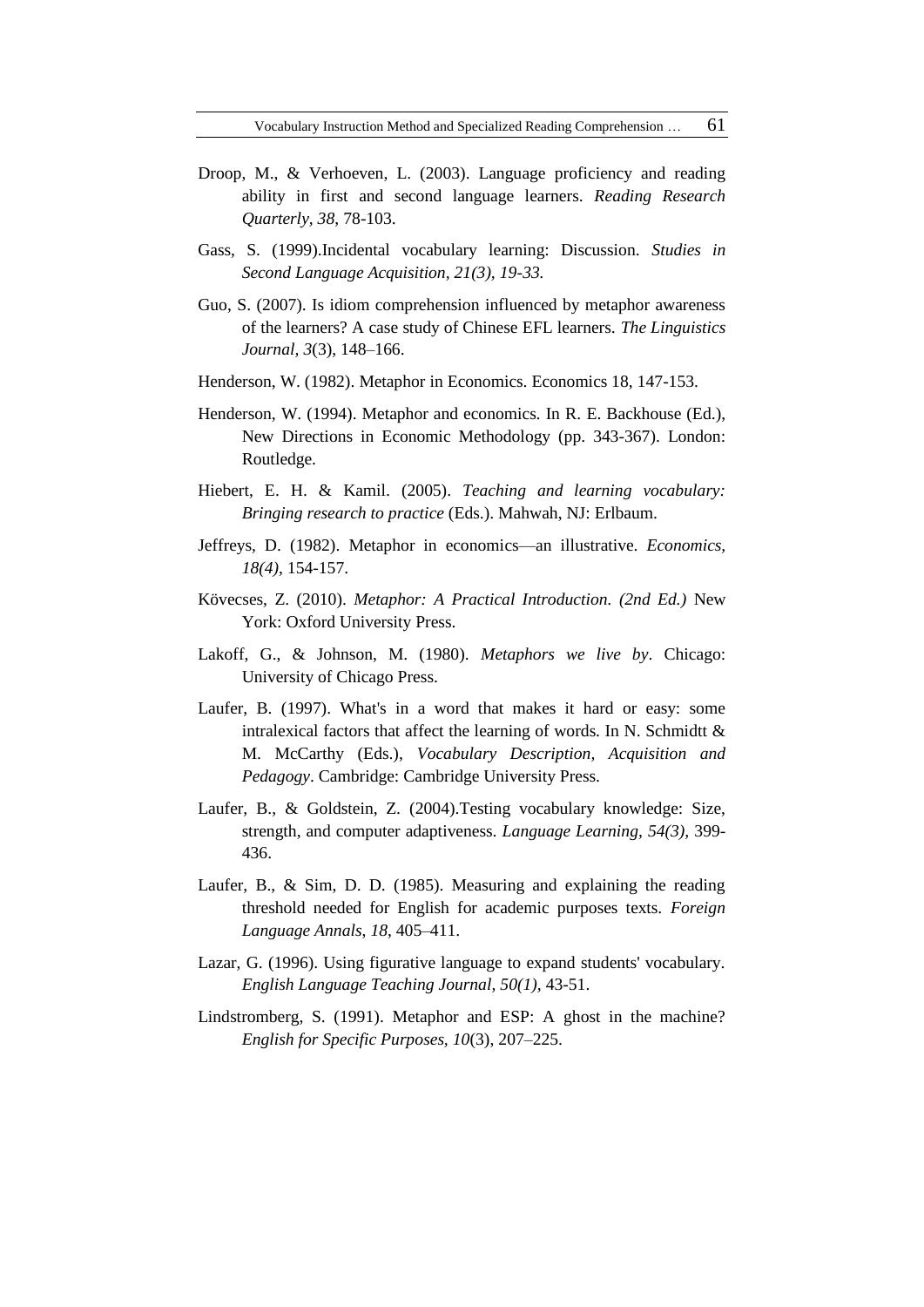Droop, M., & Verhoeven, L. (2003). Language proficiency and reading ability in first and second language learners. *Reading Research Quarterly, 38*, 78-103.

Gass, S. (1999).Incidental vocabulary learning: Discussion. *Studies in Second Language Acquisition, 21(3), 19-33.*

Guo, S. (2007). Is idiom comprehension influenced by metaphor awareness of the learners? A case study of Chinese EFL learners. *The Linguistics Journal, 3*(3), 148–166.

Henderson, W. (1982). Metaphor in Economics. Economics 18, 147-153.

Henderson, W. (1994). Metaphor and economics. In R. E. Backhouse (Ed.), New Directions in Economic Methodology (pp. 343-367). London: Routledge.

Hiebert, E. H. & Kamil. (2005). *Teaching and learning vocabulary: Bringing research to practice* (Eds.). Mahwah, NJ: Erlbaum.

Jeffreys, D. (1982). Metaphor in economics—an illustrative. *Economics, 18(4)*, 154-157.

Kövecses, Z. (2010). *Metaphor: A Practical Introduction. (2nd Ed.)* New York: Oxford University Press.

Lakoff, G., & Johnson, M. (1980). *Metaphors we live by*. Chicago: University of Chicago Press.

Laufer, B. (1997). What's in a word that makes it hard or easy: some intralexical factors that affect the learning of words. In N. Schmidtt & M. McCarthy (Eds.), *Vocabulary Description, Acquisition and Pedagogy*. Cambridge: Cambridge University Press.

Laufer, B., & Goldstein, Z. (2004).Testing vocabulary knowledge: Size, strength, and computer adaptiveness. *Language Learning, 54(3),* 399-436.

Laufer, B., & Sim, D. D. (1985). Measuring and explaining the reading threshold needed for English for academic purposes texts. *Foreign Language Annals, 18*, 405–411.

Lazar, G. (1996). Using figurative language to expand students' vocabulary. *English Language Teaching Journal, 50(1),* 43-51.

Lindstromberg, S. (1991). Metaphor and ESP: A ghost in the machine? *English for Specific Purposes, 10*(3), 207–225.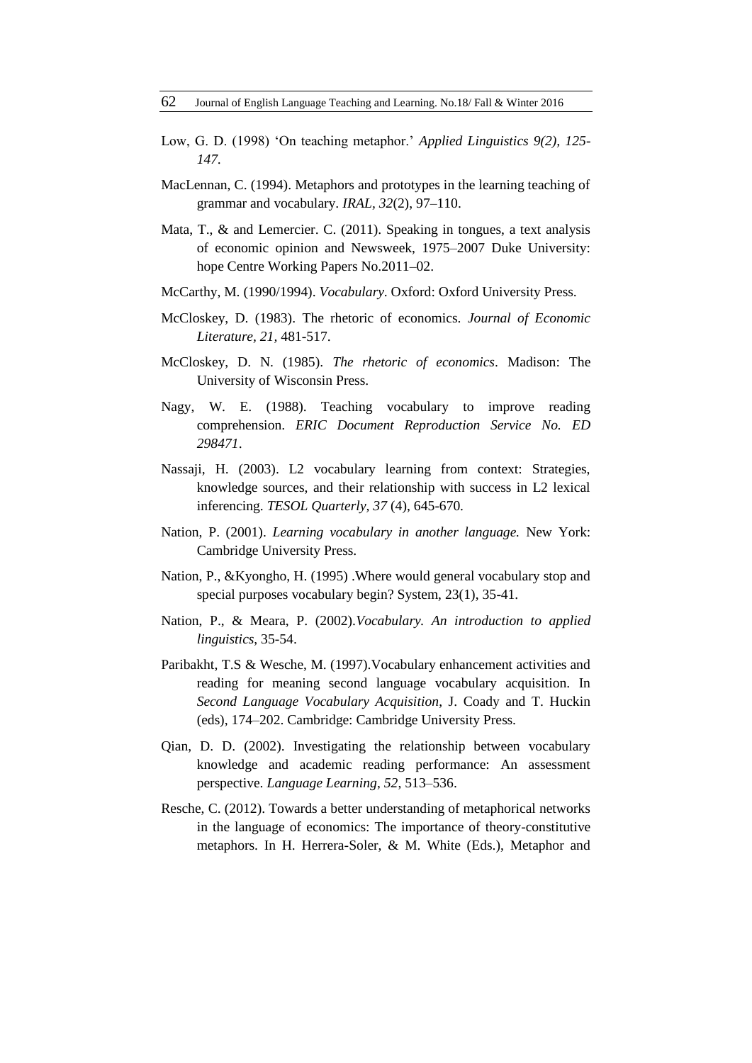Low, G. D. (1998) 'On teaching metaphor.' *Applied Linguistics 9(2), 125-147*.

MacLennan, C. (1994). Metaphors and prototypes in the learning teaching of grammar and vocabulary. *IRAL, 32*(2), 97–110.

Mata, T., & and Lemercier. C. (2011). Speaking in tongues, a text analysis of economic opinion and Newsweek, 1975–2007 Duke University: hope Centre Working Papers No.2011–02.

McCarthy, M. (1990/1994). *Vocabulary*. Oxford: Oxford University Press.

McCloskey, D. (1983). The rhetoric of economics. *Journal of Economic Literature, 21,* 481-517.

McCloskey, D. N. (1985). *The rhetoric of economics*. Madison: The University of Wisconsin Press.

Nagy, W. E. (1988). Teaching vocabulary to improve reading comprehension. *ERIC Document Reproduction Service No. ED 298471*.

Nassaji, H. (2003). L2 vocabulary learning from context: Strategies, knowledge sources, and their relationship with success in L2 lexical inferencing. *TESOL Quarterly, 37* (4), 645-670.

Nation, P. (2001). *Learning vocabulary in another language.* New York: Cambridge University Press.

Nation, P., &Kyongho, H. (1995) .Where would general vocabulary stop and special purposes vocabulary begin? System, 23(1), 35-41.

Nation, P., & Meara, P. (2002).*Vocabulary. An introduction to applied linguistics*, 35-54.

Paribakht, T.S & Wesche, M. (1997).Vocabulary enhancement activities and reading for meaning second language vocabulary acquisition. In *Second Language Vocabulary Acquisition*, J. Coady and T. Huckin (eds), 174–202. Cambridge: Cambridge University Press.

Qian, D. D. (2002). Investigating the relationship between vocabulary knowledge and academic reading performance: An assessment perspective. *Language Learning*, *52*, 513–536.

Resche, C. (2012). Towards a better understanding of metaphorical networks in the language of economics: The importance of theory-constitutive metaphors. In H. Herrera-Soler, & M. White (Eds.), Metaphor and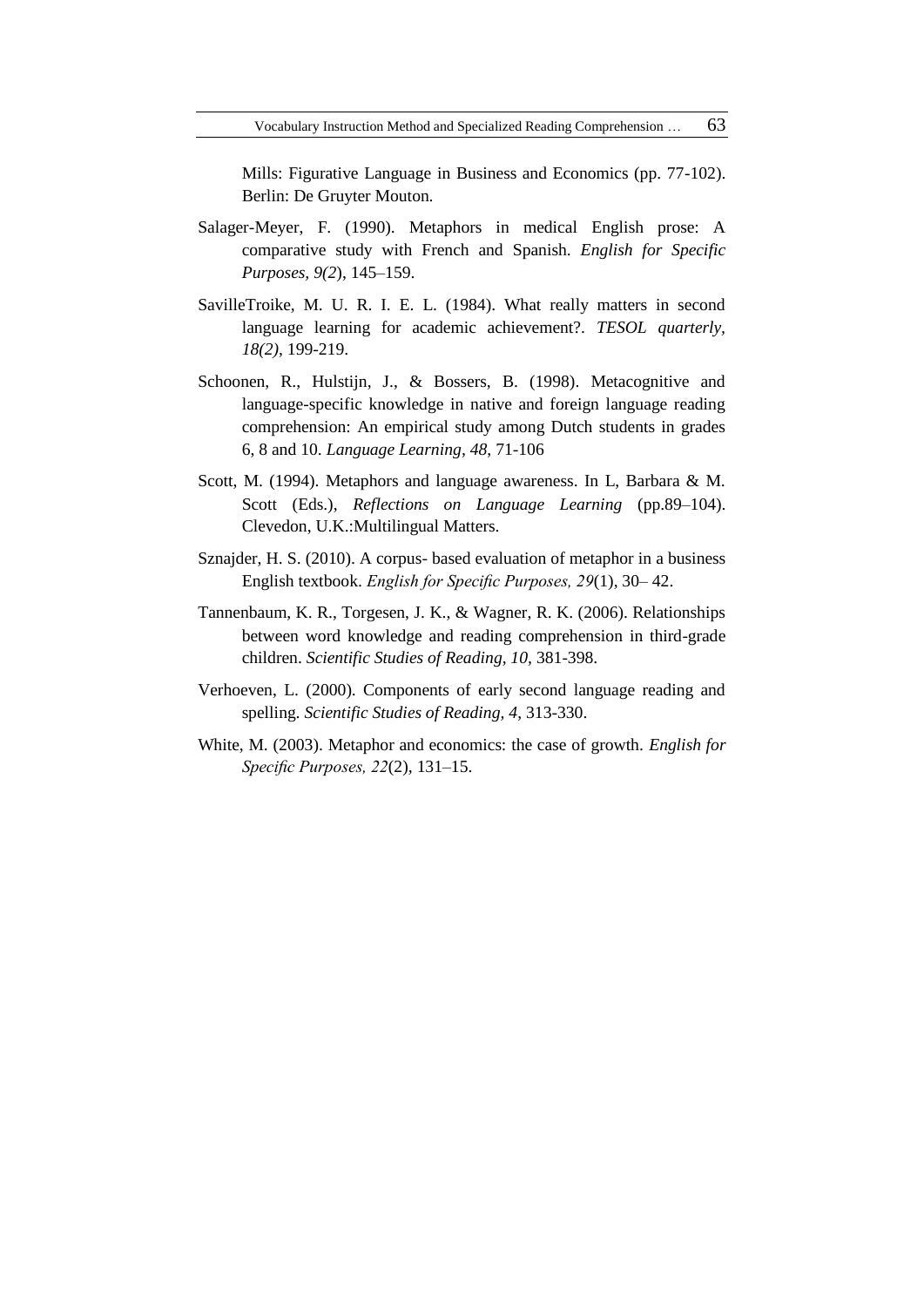Mills: Figurative Language in Business and Economics (pp. 77-102). Berlin: De Gruyter Mouton.

Salager-Meyer, F. (1990). Metaphors in medical English prose: A comparative study with French and Spanish. *English for Specific Purposes, 9(2*), 145–159.

SavilleTroike, M. U. R. I. E. L. (1984). What really matters in second language learning for academic achievement?. *TESOL quarterly, 18(2)*, 199-219.

Schoonen, R., Hulstijn, J., & Bossers, B. (1998). Metacognitive and language-specific knowledge in native and foreign language reading comprehension: An empirical study among Dutch students in grades 6, 8 and 10. *Language Learning, 48*, 71-106

Scott, M. (1994). Metaphors and language awareness. In L, Barbara & M. Scott (Eds.), *Reflections on Language Learning* (pp.89–104). Clevedon, U.K.:Multilingual Matters.

Sznajder, H. S. (2010). A corpus- based evaluation of metaphor in a business English textbook. *English for Specific Purposes, 29*(1), 30– 42.

Tannenbaum, K. R., Torgesen, J. K., & Wagner, R. K. (2006). Relationships between word knowledge and reading comprehension in third-grade children. *Scientific Studies of Reading, 10*, 381-398.

Verhoeven, L. (2000). Components of early second language reading and spelling. *Scientific Studies of Reading, 4*, 313-330.

White, M. (2003). Metaphor and economics: the case of growth. *English for Specific Purposes, 22*(2), 131–15.